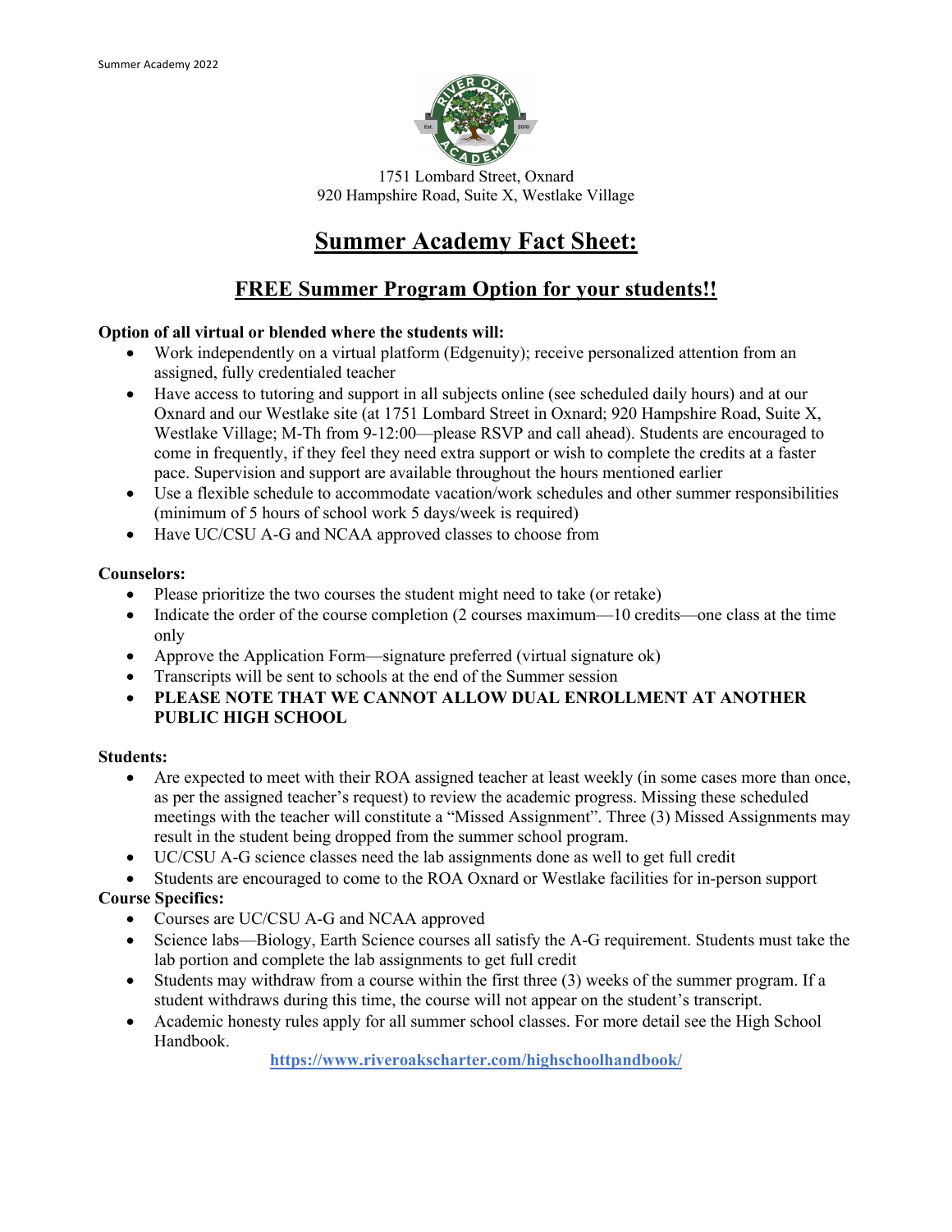1751 Lombard Street, Oxnard
920 Hampshire Road, Suite X, Westlake Village

# Summer Academy Fact Sheet:

## FREE Summer Program Option for your students!!

**Option of all virtual or blended where the students will:**

- Work independently on a virtual platform (Edgenuity); receive personalized attention from an assigned, fully credentialed teacher
- Have access to tutoring and support in all subjects online (see scheduled daily hours) and at our Oxnard and our Westlake site (at 1751 Lombard Street in Oxnard; 920 Hampshire Road, Suite X, Westlake Village; M-Th from 9-12:00—please RSVP and call ahead). Students are encouraged to come in frequently, if they feel they need extra support or wish to complete the credits at a faster pace. Supervision and support are available throughout the hours mentioned earlier
- Use a flexible schedule to accommodate vacation/work schedules and other summer responsibilities (minimum of 5 hours of school work 5 days/week is required)
- Have UC/CSU A-G and NCAA approved classes to choose from

**Counselors:**

- Please prioritize the two courses the student might need to take (or retake)
- Indicate the order of the course completion (2 courses maximum—10 credits—one class at the time only
- Approve the Application Form—signature preferred (virtual signature ok)
- Transcripts will be sent to schools at the end of the Summer session
- **PLEASE NOTE THAT WE CANNOT ALLOW DUAL ENROLLMENT AT ANOTHER PUBLIC HIGH SCHOOL**

**Students:**

- Are expected to meet with their ROA assigned teacher at least weekly (in some cases more than once, as per the assigned teacher's request) to review the academic progress. Missing these scheduled meetings with the teacher will constitute a "Missed Assignment". Three (3) Missed Assignments may result in the student being dropped from the summer school program.
- UC/CSU A-G science classes need the lab assignments done as well to get full credit
- Students are encouraged to come to the ROA Oxnard or Westlake facilities for in-person support

**Course Specifics:**

- Courses are UC/CSU A-G and NCAA approved
- Science labs—Biology, Earth Science courses all satisfy the A-G requirement. Students must take the lab portion and complete the lab assignments to get full credit
- Students may withdraw from a course within the first three (3) weeks of the summer program. If a student withdraws during this time, the course will not appear on the student's transcript.
- Academic honesty rules apply for all summer school classes. For more detail see the High School Handbook.

**https://www.riveroakscharter.com/highschoolhandbook/**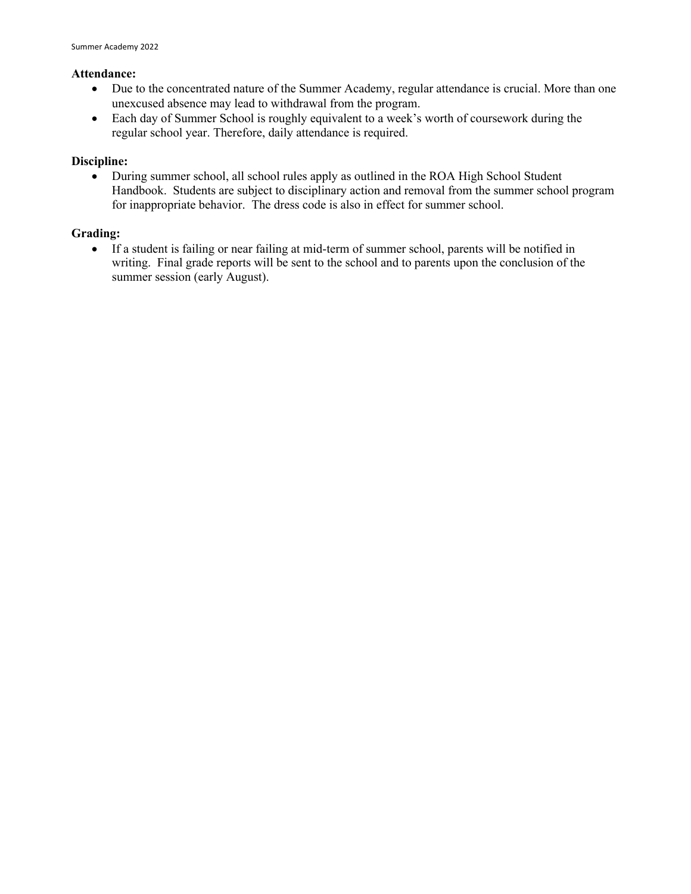**Attendance:**

- Due to the concentrated nature of the Summer Academy, regular attendance is crucial. More than one unexcused absence may lead to withdrawal from the program.
- Each day of Summer School is roughly equivalent to a week's worth of coursework during the regular school year. Therefore, daily attendance is required.

**Discipline:**

- During summer school, all school rules apply as outlined in the ROA High School Student Handbook. Students are subject to disciplinary action and removal from the summer school program for inappropriate behavior. The dress code is also in effect for summer school.

**Grading:**

- If a student is failing or near failing at mid-term of summer school, parents will be notified in writing. Final grade reports will be sent to the school and to parents upon the conclusion of the summer session (early August).